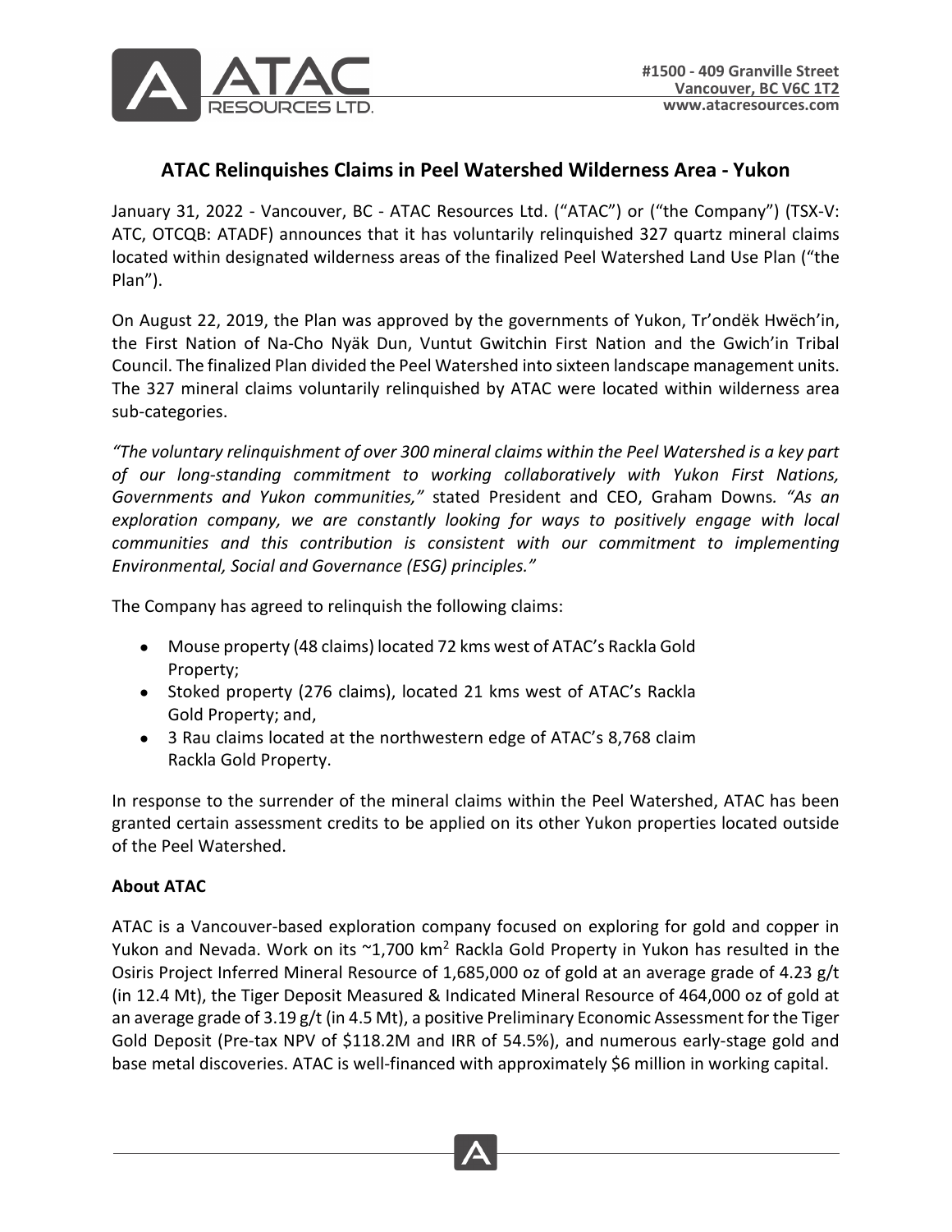#1500 - 409 Granville Street
Vancouver, BC V6C 1T2
www.atacresources.com

# ATAC Relinquishes Claims in Peel Watershed Wilderness Area - Yukon

January 31, 2022 - Vancouver, BC - ATAC Resources Ltd. ("ATAC") or ("the Company") (TSX-V: ATC, OTCQB: ATADF) announces that it has voluntarily relinquished 327 quartz mineral claims located within designated wilderness areas of the finalized Peel Watershed Land Use Plan ("the Plan").

On August 22, 2019, the Plan was approved by the governments of Yukon, Tr'ondëk Hwëch'in, the First Nation of Na-Cho Nyäk Dun, Vuntut Gwitchin First Nation and the Gwich'in Tribal Council. The finalized Plan divided the Peel Watershed into sixteen landscape management units. The 327 mineral claims voluntarily relinquished by ATAC were located within wilderness area sub-categories.

*"The voluntary relinquishment of over 300 mineral claims within the Peel Watershed is a key part of our long-standing commitment to working collaboratively with Yukon First Nations, Governments and Yukon communities,"* stated President and CEO, Graham Downs*. "As an exploration company, we are constantly looking for ways to positively engage with local communities and this contribution is consistent with our commitment to implementing Environmental, Social and Governance (ESG) principles."*

The Company has agreed to relinquish the following claims:

- Mouse property (48 claims) located 72 kms west of ATAC's Rackla Gold Property;
- Stoked property (276 claims), located 21 kms west of ATAC's Rackla Gold Property; and,
- 3 Rau claims located at the northwestern edge of ATAC's 8,768 claim Rackla Gold Property.

In response to the surrender of the mineral claims within the Peel Watershed, ATAC has been granted certain assessment credits to be applied on its other Yukon properties located outside of the Peel Watershed.

**About ATAC**

ATAC is a Vancouver-based exploration company focused on exploring for gold and copper in Yukon and Nevada. Work on its ~1,700 km$^2$ Rackla Gold Property in Yukon has resulted in the Osiris Project Inferred Mineral Resource of 1,685,000 oz of gold at an average grade of 4.23 g/t (in 12.4 Mt), the Tiger Deposit Measured & Indicated Mineral Resource of 464,000 oz of gold at an average grade of 3.19 g/t (in 4.5 Mt), a positive Preliminary Economic Assessment for the Tiger Gold Deposit (Pre-tax NPV of $118.2M and IRR of 54.5%), and numerous early-stage gold and base metal discoveries. ATAC is well-financed with approximately $6 million in working capital.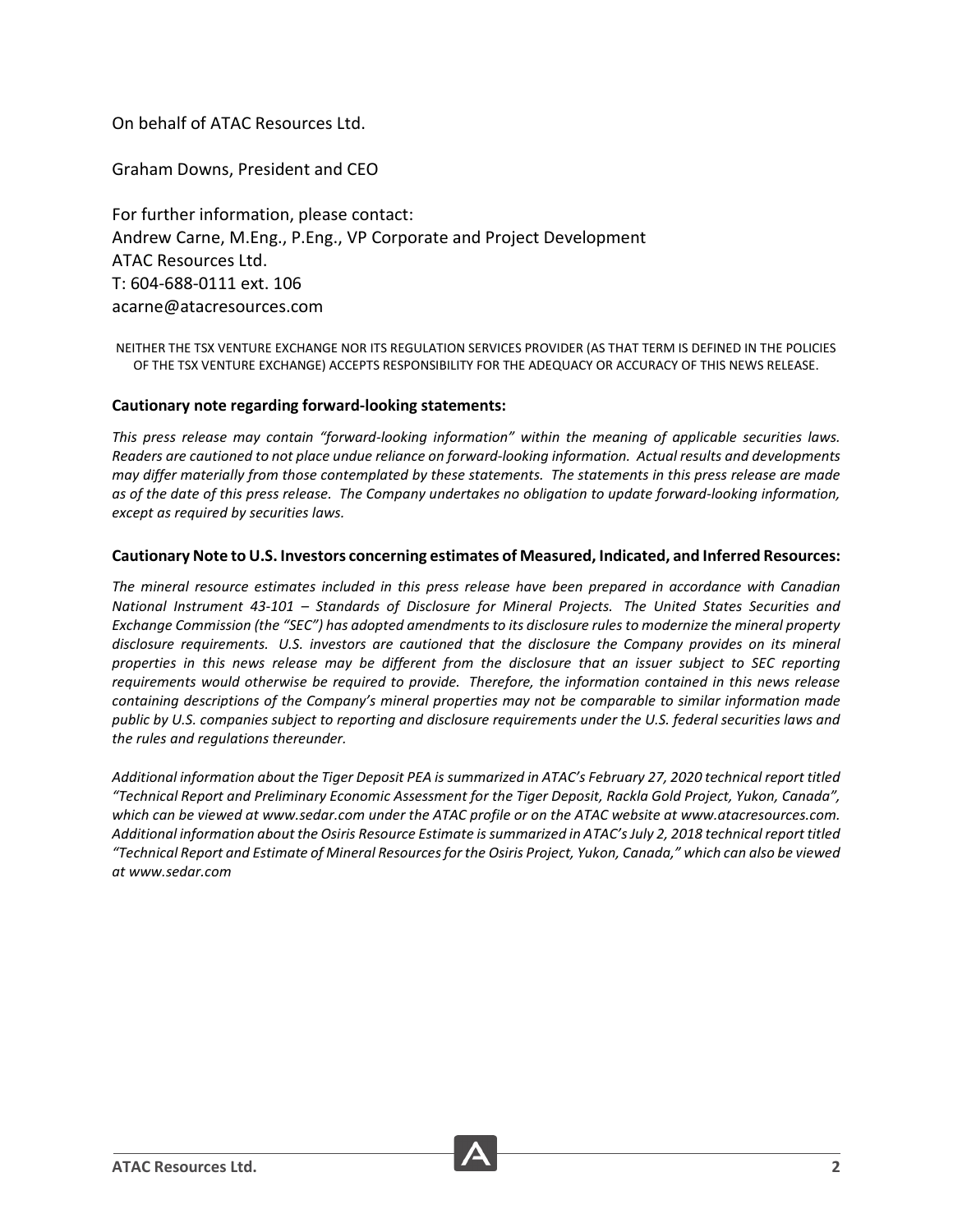On behalf of ATAC Resources Ltd.

Graham Downs, President and CEO

For further information, please contact:
Andrew Carne, M.Eng., P.Eng., VP Corporate and Project Development
ATAC Resources Ltd.
T: 604-688-0111 ext. 106
acarne@atacresources.com

NEITHER THE TSX VENTURE EXCHANGE NOR ITS REGULATION SERVICES PROVIDER (AS THAT TERM IS DEFINED IN THE POLICIES OF THE TSX VENTURE EXCHANGE) ACCEPTS RESPONSIBILITY FOR THE ADEQUACY OR ACCURACY OF THIS NEWS RELEASE.

**Cautionary note regarding forward-looking statements:**

*This press release may contain "forward-looking information" within the meaning of applicable securities laws. Readers are cautioned to not place undue reliance on forward-looking information. Actual results and developments may differ materially from those contemplated by these statements. The statements in this press release are made as of the date of this press release. The Company undertakes no obligation to update forward-looking information, except as required by securities laws.*

**Cautionary Note to U.S. Investors concerning estimates of Measured, Indicated, and Inferred Resources:**

*The mineral resource estimates included in this press release have been prepared in accordance with Canadian National Instrument 43-101 – Standards of Disclosure for Mineral Projects. The United States Securities and Exchange Commission (the "SEC") has adopted amendments to its disclosure rules to modernize the mineral property disclosure requirements. U.S. investors are cautioned that the disclosure the Company provides on its mineral properties in this news release may be different from the disclosure that an issuer subject to SEC reporting requirements would otherwise be required to provide. Therefore, the information contained in this news release containing descriptions of the Company's mineral properties may not be comparable to similar information made public by U.S. companies subject to reporting and disclosure requirements under the U.S. federal securities laws and the rules and regulations thereunder.*

*Additional information about the Tiger Deposit PEA is summarized in ATAC's February 27, 2020 technical report titled "Technical Report and Preliminary Economic Assessment for the Tiger Deposit, Rackla Gold Project, Yukon, Canada", which can be viewed at www.sedar.com under the ATAC profile or on the ATAC website at www.atacresources.com. Additional information about the Osiris Resource Estimate is summarized in ATAC's July 2, 2018 technical report titled "Technical Report and Estimate of Mineral Resources for the Osiris Project, Yukon, Canada," which can also be viewed at www.sedar.com*